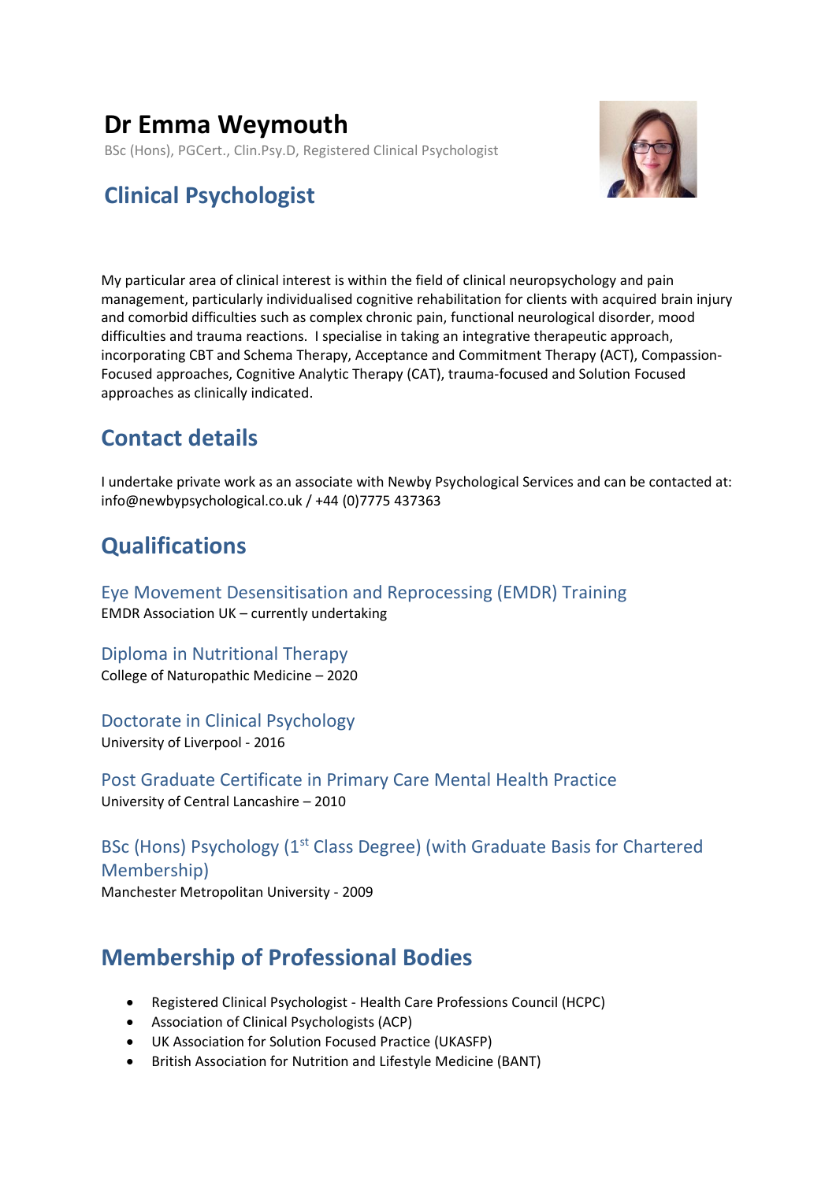# Dr Emma Weymouth

BSc (Hons), PGCert., Clin.Psy.D, Registered Clinical Psychologist

## Clinical Psychologist

My particular area of clinical interest is within the field of clinical neuropsychology and pain management, particularly individualised cognitive rehabilitation for clients with acquired brain injury and comorbid difficulties such as complex chronic pain, functional neurological disorder, mood difficulties and trauma reactions. I specialise in taking an integrative therapeutic approach, incorporating CBT and Schema Therapy, Acceptance and Commitment Therapy (ACT), Compassion-Focused approaches, Cognitive Analytic Therapy (CAT), trauma-focused and Solution Focused approaches as clinically indicated.

## Contact details

I undertake private work as an associate with Newby Psychological Services and can be contacted at: info@newbypsychological.co.uk / +44 (0)7775 437363

## Qualifications

### Eye Movement Desensitisation and Reprocessing (EMDR) Training

EMDR Association UK – currently undertaking

### Diploma in Nutritional Therapy

College of Naturopathic Medicine – 2020

### Doctorate in Clinical Psychology

University of Liverpool - 2016

### Post Graduate Certificate in Primary Care Mental Health Practice

University of Central Lancashire – 2010

### BSc (Hons) Psychology (1st Class Degree) (with Graduate Basis for Chartered Membership)

Manchester Metropolitan University - 2009

## Membership of Professional Bodies

- Registered Clinical Psychologist - Health Care Professions Council (HCPC)
- Association of Clinical Psychologists (ACP)
- UK Association for Solution Focused Practice (UKASFP)
- British Association for Nutrition and Lifestyle Medicine (BANT)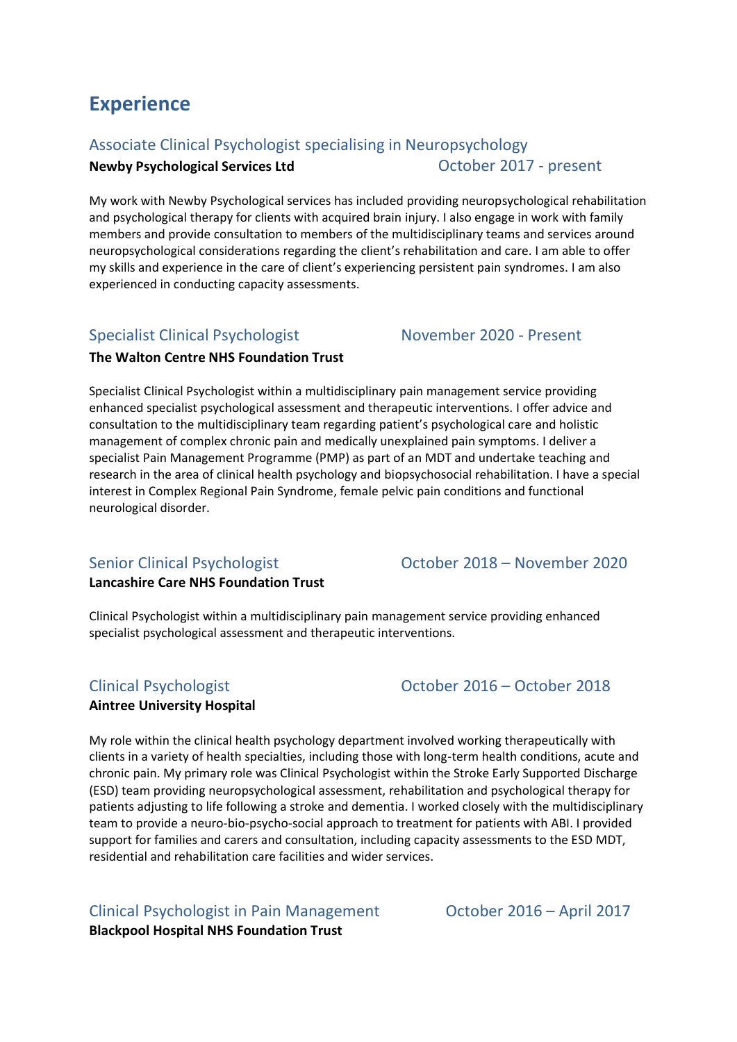# Experience

### Associate Clinical Psychologist specialising in Neuropsychology

**Newby Psychological Services Ltd** October 2017 - present

My work with Newby Psychological services has included providing neuropsychological rehabilitation and psychological therapy for clients with acquired brain injury. I also engage in work with family members and provide consultation to members of the multidisciplinary teams and services around neuropsychological considerations regarding the client's rehabilitation and care. I am able to offer my skills and experience in the care of client's experiencing persistent pain syndromes. I am also experienced in conducting capacity assessments.

### Specialist Clinical Psychologist November 2020 - Present

**The Walton Centre NHS Foundation Trust**

Specialist Clinical Psychologist within a multidisciplinary pain management service providing enhanced specialist psychological assessment and therapeutic interventions. I offer advice and consultation to the multidisciplinary team regarding patient's psychological care and holistic management of complex chronic pain and medically unexplained pain symptoms. I deliver a specialist Pain Management Programme (PMP) as part of an MDT and undertake teaching and research in the area of clinical health psychology and biopsychosocial rehabilitation. I have a special interest in Complex Regional Pain Syndrome, female pelvic pain conditions and functional neurological disorder.

### Senior Clinical Psychologist October 2018 – November 2020

**Lancashire Care NHS Foundation Trust**

Clinical Psychologist within a multidisciplinary pain management service providing enhanced specialist psychological assessment and therapeutic interventions.

### Clinical Psychologist October 2016 – October 2018

**Aintree University Hospital**

My role within the clinical health psychology department involved working therapeutically with clients in a variety of health specialties, including those with long-term health conditions, acute and chronic pain. My primary role was Clinical Psychologist within the Stroke Early Supported Discharge (ESD) team providing neuropsychological assessment, rehabilitation and psychological therapy for patients adjusting to life following a stroke and dementia. I worked closely with the multidisciplinary team to provide a neuro-bio-psycho-social approach to treatment for patients with ABI. I provided support for families and carers and consultation, including capacity assessments to the ESD MDT, residential and rehabilitation care facilities and wider services.

### Clinical Psychologist in Pain Management October 2016 – April 2017

**Blackpool Hospital NHS Foundation Trust**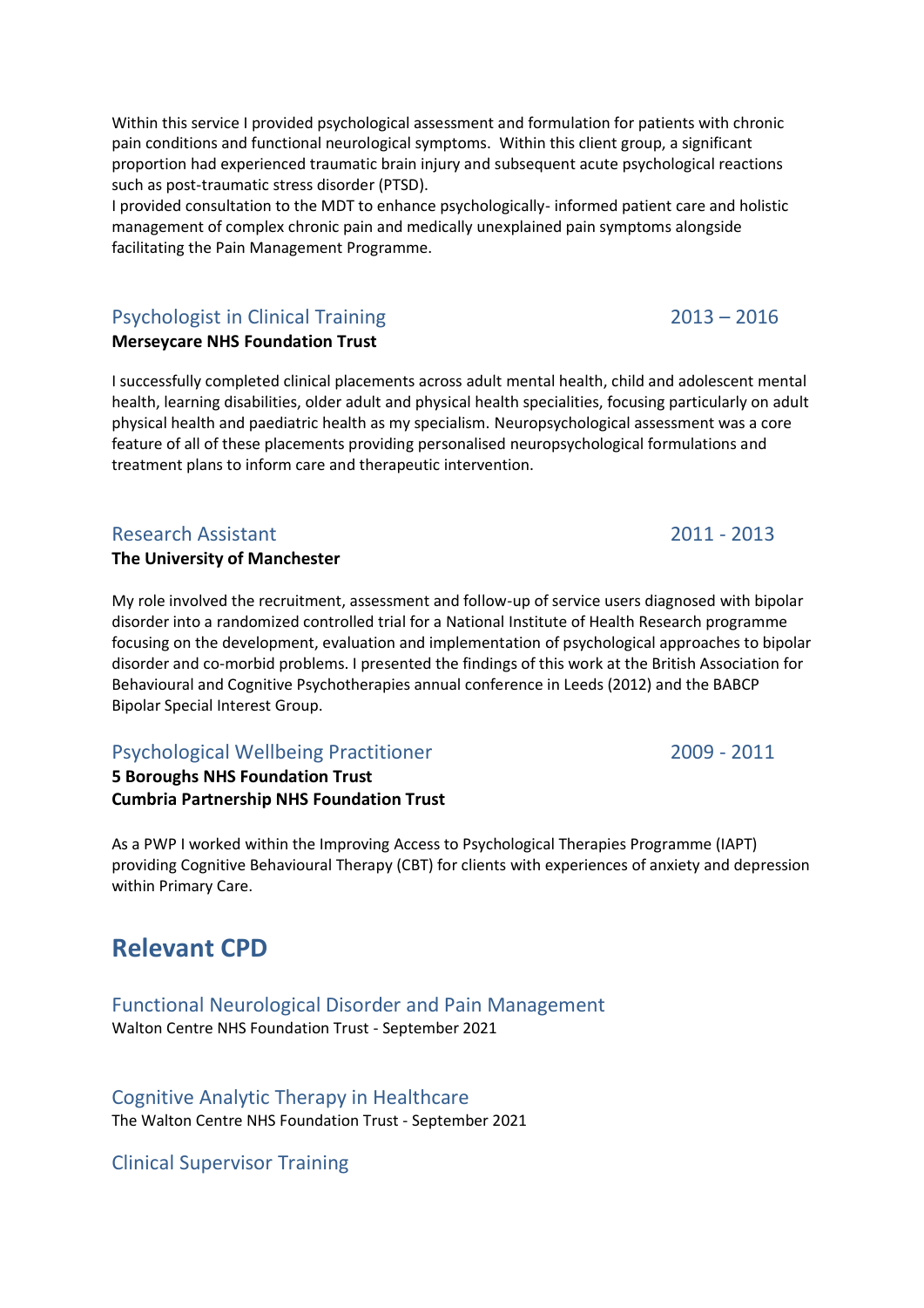Within this service I provided psychological assessment and formulation for patients with chronic pain conditions and functional neurological symptoms. Within this client group, a significant proportion had experienced traumatic brain injury and subsequent acute psychological reactions such as post-traumatic stress disorder (PTSD).
I provided consultation to the MDT to enhance psychologically- informed patient care and holistic management of complex chronic pain and medically unexplained pain symptoms alongside facilitating the Pain Management Programme.

### Psychologist in Clinical Training — 2013 – 2016

**Merseycare NHS Foundation Trust**

I successfully completed clinical placements across adult mental health, child and adolescent mental health, learning disabilities, older adult and physical health specialities, focusing particularly on adult physical health and paediatric health as my specialism. Neuropsychological assessment was a core feature of all of these placements providing personalised neuropsychological formulations and treatment plans to inform care and therapeutic intervention.

### Research Assistant — 2011 - 2013

**The University of Manchester**

My role involved the recruitment, assessment and follow-up of service users diagnosed with bipolar disorder into a randomized controlled trial for a National Institute of Health Research programme focusing on the development, evaluation and implementation of psychological approaches to bipolar disorder and co-morbid problems. I presented the findings of this work at the British Association for Behavioural and Cognitive Psychotherapies annual conference in Leeds (2012) and the BABCP Bipolar Special Interest Group.

### Psychological Wellbeing Practitioner — 2009 - 2011

**5 Boroughs NHS Foundation Trust**
**Cumbria Partnership NHS Foundation Trust**

As a PWP I worked within the Improving Access to Psychological Therapies Programme (IAPT) providing Cognitive Behavioural Therapy (CBT) for clients with experiences of anxiety and depression within Primary Care.

## Relevant CPD

### Functional Neurological Disorder and Pain Management

Walton Centre NHS Foundation Trust - September 2021

### Cognitive Analytic Therapy in Healthcare

The Walton Centre NHS Foundation Trust - September 2021

### Clinical Supervisor Training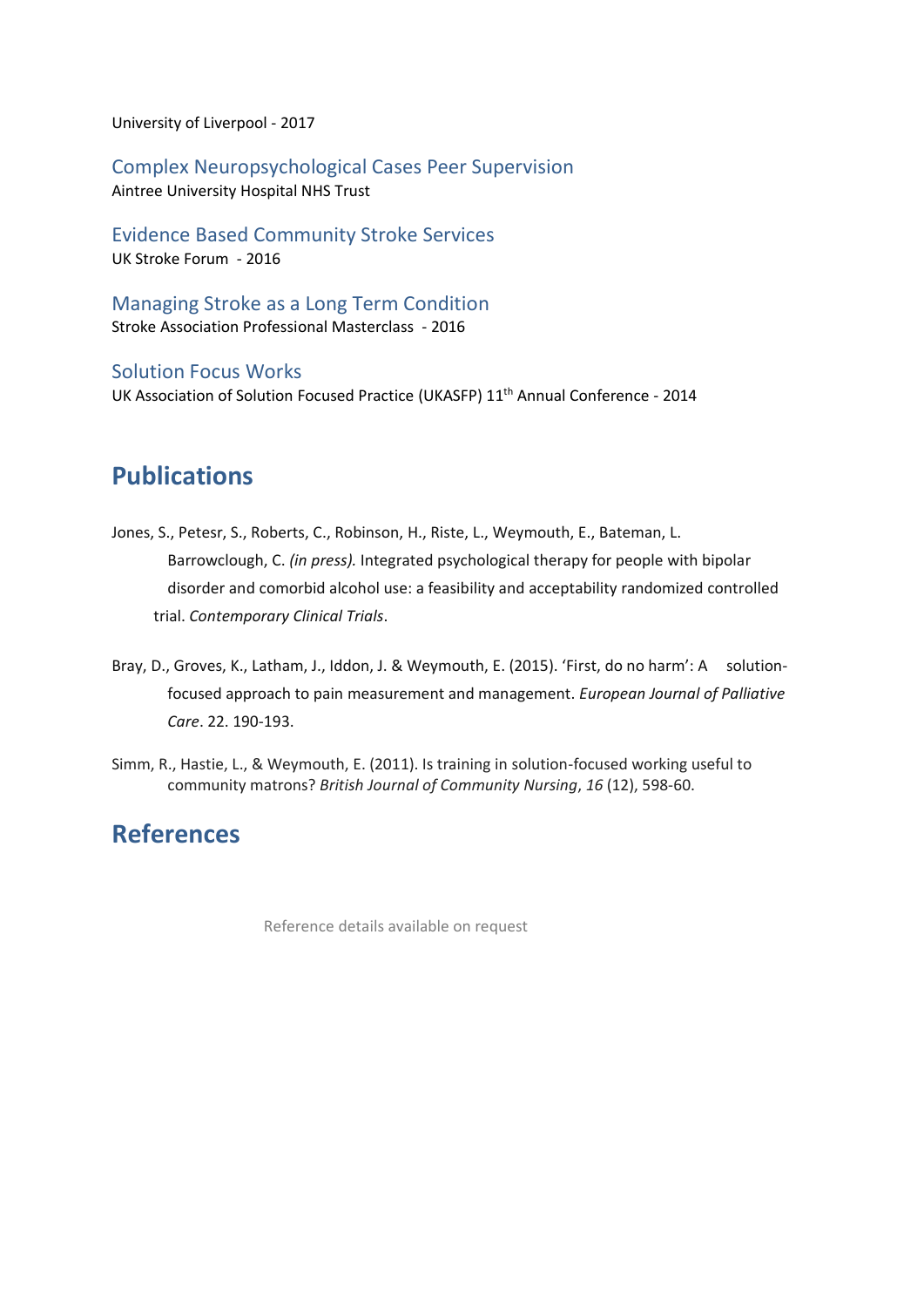University of Liverpool - 2017

### Complex Neuropsychological Cases Peer Supervision
Aintree University Hospital NHS Trust

### Evidence Based Community Stroke Services
UK Stroke Forum - 2016

### Managing Stroke as a Long Term Condition
Stroke Association Professional Masterclass - 2016

### Solution Focus Works
UK Association of Solution Focused Practice (UKASFP) 11th Annual Conference - 2014

## Publications

Jones, S., Petesr, S., Roberts, C., Robinson, H., Riste, L., Weymouth, E., Bateman, L. Barrowclough, C. *(in press).* Integrated psychological therapy for people with bipolar disorder and comorbid alcohol use: a feasibility and acceptability randomized controlled trial. *Contemporary Clinical Trials*.

Bray, D., Groves, K., Latham, J., Iddon, J. & Weymouth, E. (2015). 'First, do no harm': A solution-focused approach to pain measurement and management. *European Journal of Palliative Care*. 22. 190-193.

Simm, R., Hastie, L., & Weymouth, E. (2011). Is training in solution-focused working useful to community matrons? *British Journal of Community Nursing*, *16* (12), 598-60.

## References

Reference details available on request